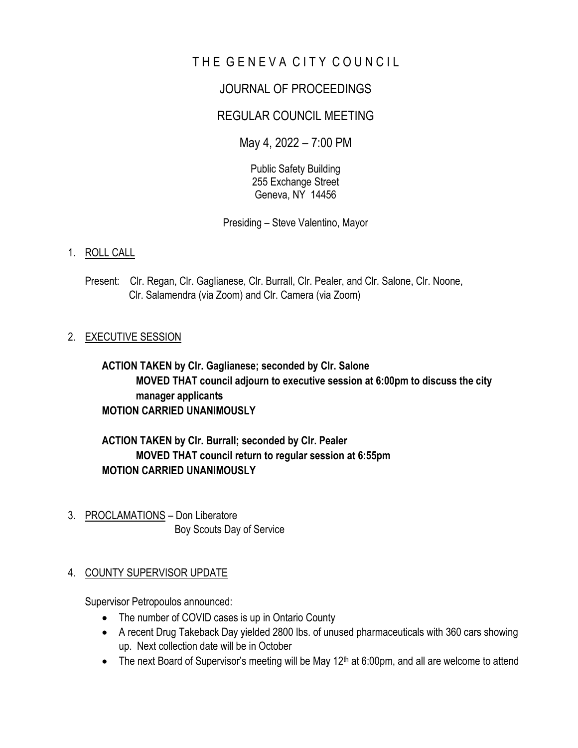# THE GENEVA CITY COUNCIL

## JOURNAL OF PROCEEDINGS

## REGULAR COUNCIL MEETING

May 4, 2022 – 7:00 PM

Public Safety Building
255 Exchange Street
Geneva, NY 14456

Presiding – Steve Valentino, Mayor

1. ROLL CALL

   Present: Clr. Regan, Clr. Gaglianese, Clr. Burrall, Clr. Pealer, and Clr. Salone, Clr. Noone, Clr. Salamendra (via Zoom) and Clr. Camera (via Zoom)

2. EXECUTIVE SESSION

   **ACTION TAKEN by Clr. Gaglianese; seconded by Clr. Salone**
   **MOVED THAT council adjourn to executive session at 6:00pm to discuss the city manager applicants**
   **MOTION CARRIED UNANIMOUSLY**

   **ACTION TAKEN by Clr. Burrall; seconded by Clr. Pealer**
   **MOVED THAT council return to regular session at 6:55pm**
   **MOTION CARRIED UNANIMOUSLY**

3. PROCLAMATIONS – Don Liberatore
   Boy Scouts Day of Service

4. COUNTY SUPERVISOR UPDATE

   Supervisor Petropoulos announced:

   - The number of COVID cases is up in Ontario County
   - A recent Drug Takeback Day yielded 2800 lbs. of unused pharmaceuticals with 360 cars showing up. Next collection date will be in October
   - The next Board of Supervisor's meeting will be May 12th at 6:00pm, and all are welcome to attend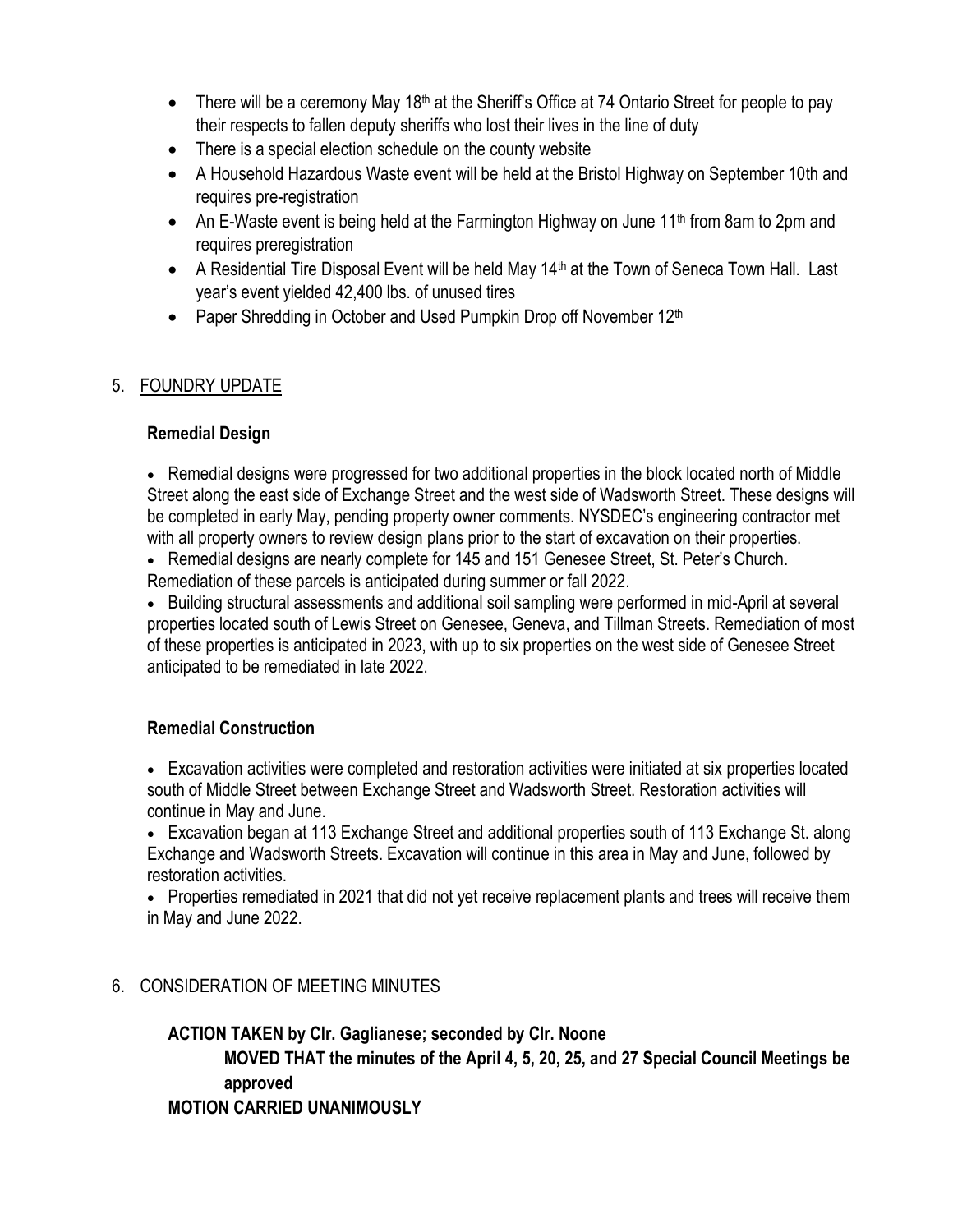- There will be a ceremony May 18th at the Sheriff's Office at 74 Ontario Street for people to pay their respects to fallen deputy sheriffs who lost their lives in the line of duty
- There is a special election schedule on the county website
- A Household Hazardous Waste event will be held at the Bristol Highway on September 10th and requires pre-registration
- An E-Waste event is being held at the Farmington Highway on June 11th from 8am to 2pm and requires preregistration
- A Residential Tire Disposal Event will be held May 14th at the Town of Seneca Town Hall. Last year's event yielded 42,400 lbs. of unused tires
- Paper Shredding in October and Used Pumpkin Drop off November 12th

## 5. FOUNDRY UPDATE

### Remedial Design

- Remedial designs were progressed for two additional properties in the block located north of Middle Street along the east side of Exchange Street and the west side of Wadsworth Street. These designs will be completed in early May, pending property owner comments. NYSDEC's engineering contractor met with all property owners to review design plans prior to the start of excavation on their properties.
- Remedial designs are nearly complete for 145 and 151 Genesee Street, St. Peter's Church. Remediation of these parcels is anticipated during summer or fall 2022.
- Building structural assessments and additional soil sampling were performed in mid-April at several properties located south of Lewis Street on Genesee, Geneva, and Tillman Streets. Remediation of most of these properties is anticipated in 2023, with up to six properties on the west side of Genesee Street anticipated to be remediated in late 2022.

### Remedial Construction

- Excavation activities were completed and restoration activities were initiated at six properties located south of Middle Street between Exchange Street and Wadsworth Street. Restoration activities will continue in May and June.
- Excavation began at 113 Exchange Street and additional properties south of 113 Exchange St. along Exchange and Wadsworth Streets. Excavation will continue in this area in May and June, followed by restoration activities.
- Properties remediated in 2021 that did not yet receive replacement plants and trees will receive them in May and June 2022.

## 6. CONSIDERATION OF MEETING MINUTES

**ACTION TAKEN by Clr. Gaglianese; seconded by Clr. Noone**

**MOVED THAT the minutes of the April 4, 5, 20, 25, and 27 Special Council Meetings be approved**

**MOTION CARRIED UNANIMOUSLY**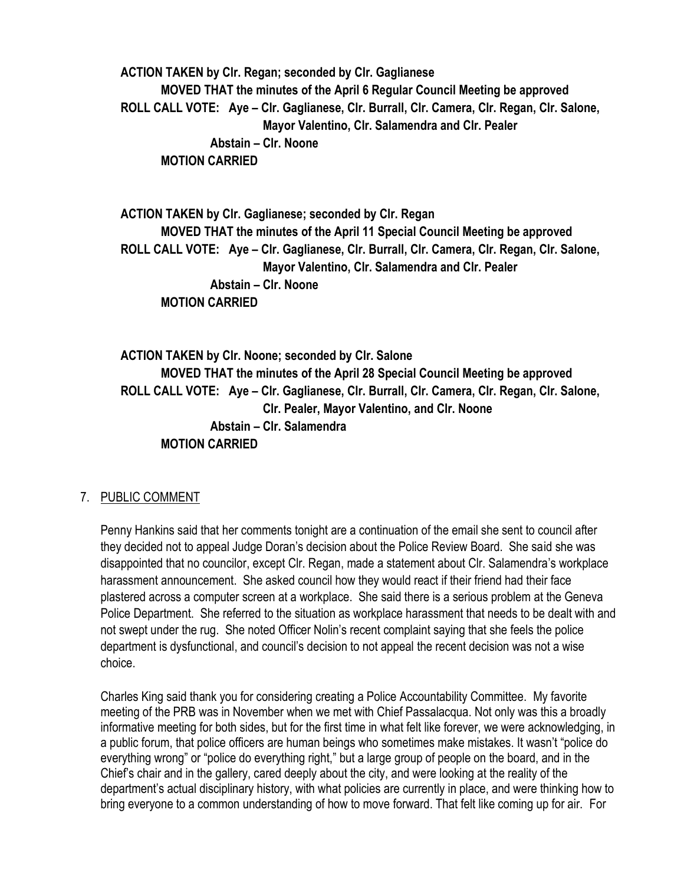**ACTION TAKEN by Clr. Regan; seconded by Clr. Gaglianese**

**MOVED THAT the minutes of the April 6 Regular Council Meeting be approved**

**ROLL CALL VOTE: Aye – Clr. Gaglianese, Clr. Burrall, Clr. Camera, Clr. Regan, Clr. Salone, Mayor Valentino, Clr. Salamendra and Clr. Pealer**

**Abstain – Clr. Noone**

**MOTION CARRIED**

**ACTION TAKEN by Clr. Gaglianese; seconded by Clr. Regan**

**MOVED THAT the minutes of the April 11 Special Council Meeting be approved**

**ROLL CALL VOTE: Aye – Clr. Gaglianese, Clr. Burrall, Clr. Camera, Clr. Regan, Clr. Salone, Mayor Valentino, Clr. Salamendra and Clr. Pealer**

**Abstain – Clr. Noone**

**MOTION CARRIED**

**ACTION TAKEN by Clr. Noone; seconded by Clr. Salone**

**MOVED THAT the minutes of the April 28 Special Council Meeting be approved**

**ROLL CALL VOTE: Aye – Clr. Gaglianese, Clr. Burrall, Clr. Camera, Clr. Regan, Clr. Salone, Clr. Pealer, Mayor Valentino, and Clr. Noone**

**Abstain – Clr. Salamendra**

**MOTION CARRIED**

7. PUBLIC COMMENT

Penny Hankins said that her comments tonight are a continuation of the email she sent to council after they decided not to appeal Judge Doran's decision about the Police Review Board. She said she was disappointed that no councilor, except Clr. Regan, made a statement about Clr. Salamendra's workplace harassment announcement. She asked council how they would react if their friend had their face plastered across a computer screen at a workplace. She said there is a serious problem at the Geneva Police Department. She referred to the situation as workplace harassment that needs to be dealt with and not swept under the rug. She noted Officer Nolin's recent complaint saying that she feels the police department is dysfunctional, and council's decision to not appeal the recent decision was not a wise choice.

Charles King said thank you for considering creating a Police Accountability Committee. My favorite meeting of the PRB was in November when we met with Chief Passalacqua. Not only was this a broadly informative meeting for both sides, but for the first time in what felt like forever, we were acknowledging, in a public forum, that police officers are human beings who sometimes make mistakes. It wasn't "police do everything wrong" or "police do everything right," but a large group of people on the board, and in the Chief's chair and in the gallery, cared deeply about the city, and were looking at the reality of the department's actual disciplinary history, with what policies are currently in place, and were thinking how to bring everyone to a common understanding of how to move forward. That felt like coming up for air. For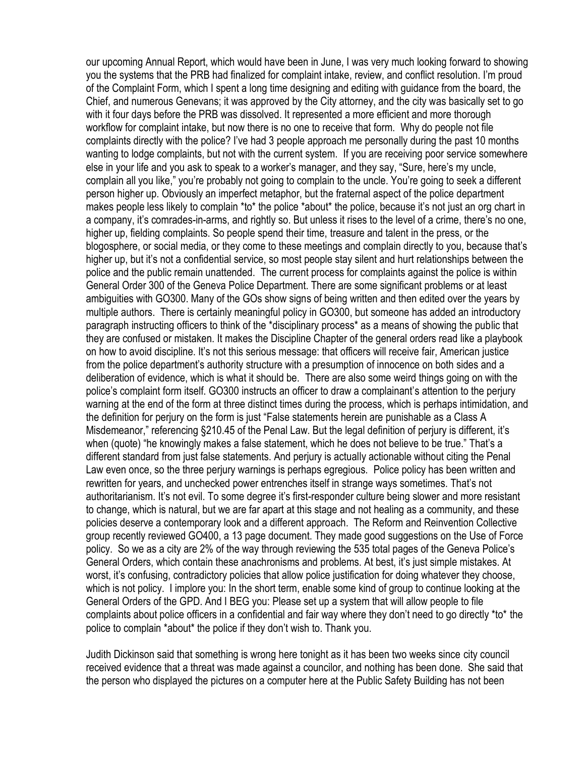our upcoming Annual Report, which would have been in June, I was very much looking forward to showing you the systems that the PRB had finalized for complaint intake, review, and conflict resolution. I'm proud of the Complaint Form, which I spent a long time designing and editing with guidance from the board, the Chief, and numerous Genevans; it was approved by the City attorney, and the city was basically set to go with it four days before the PRB was dissolved. It represented a more efficient and more thorough workflow for complaint intake, but now there is no one to receive that form. Why do people not file complaints directly with the police? I've had 3 people approach me personally during the past 10 months wanting to lodge complaints, but not with the current system. If you are receiving poor service somewhere else in your life and you ask to speak to a worker's manager, and they say, "Sure, here's my uncle, complain all you like," you're probably not going to complain to the uncle. You're going to seek a different person higher up. Obviously an imperfect metaphor, but the fraternal aspect of the police department makes people less likely to complain *to* the police *about* the police, because it's not just an org chart in a company, it's comrades-in-arms, and rightly so. But unless it rises to the level of a crime, there's no one, higher up, fielding complaints. So people spend their time, treasure and talent in the press, or the blogosphere, or social media, or they come to these meetings and complain directly to you, because that's higher up, but it's not a confidential service, so most people stay silent and hurt relationships between the police and the public remain unattended. The current process for complaints against the police is within General Order 300 of the Geneva Police Department. There are some significant problems or at least ambiguities with GO300. Many of the GOs show signs of being written and then edited over the years by multiple authors. There is certainly meaningful policy in GO300, but someone has added an introductory paragraph instructing officers to think of the *disciplinary process* as a means of showing the public that they are confused or mistaken. It makes the Discipline Chapter of the general orders read like a playbook on how to avoid discipline. It's not this serious message: that officers will receive fair, American justice from the police department's authority structure with a presumption of innocence on both sides and a deliberation of evidence, which is what it should be. There are also some weird things going on with the police's complaint form itself. GO300 instructs an officer to draw a complainant's attention to the perjury warning at the end of the form at three distinct times during the process, which is perhaps intimidation, and the definition for perjury on the form is just "False statements herein are punishable as a Class A Misdemeanor," referencing §210.45 of the Penal Law. But the legal definition of perjury is different, it's when (quote) "he knowingly makes a false statement, which he does not believe to be true." That's a different standard from just false statements. And perjury is actually actionable without citing the Penal Law even once, so the three perjury warnings is perhaps egregious. Police policy has been written and rewritten for years, and unchecked power entrenches itself in strange ways sometimes. That's not authoritarianism. It's not evil. To some degree it's first-responder culture being slower and more resistant to change, which is natural, but we are far apart at this stage and not healing as a community, and these policies deserve a contemporary look and a different approach. The Reform and Reinvention Collective group recently reviewed GO400, a 13 page document. They made good suggestions on the Use of Force policy. So we as a city are 2% of the way through reviewing the 535 total pages of the Geneva Police's General Orders, which contain these anachronisms and problems. At best, it's just simple mistakes. At worst, it's confusing, contradictory policies that allow police justification for doing whatever they choose, which is not policy. I implore you: In the short term, enable some kind of group to continue looking at the General Orders of the GPD. And I BEG you: Please set up a system that will allow people to file complaints about police officers in a confidential and fair way where they don't need to go directly *to* the police to complain *about* the police if they don't wish to. Thank you.

Judith Dickinson said that something is wrong here tonight as it has been two weeks since city council received evidence that a threat was made against a councilor, and nothing has been done. She said that the person who displayed the pictures on a computer here at the Public Safety Building has not been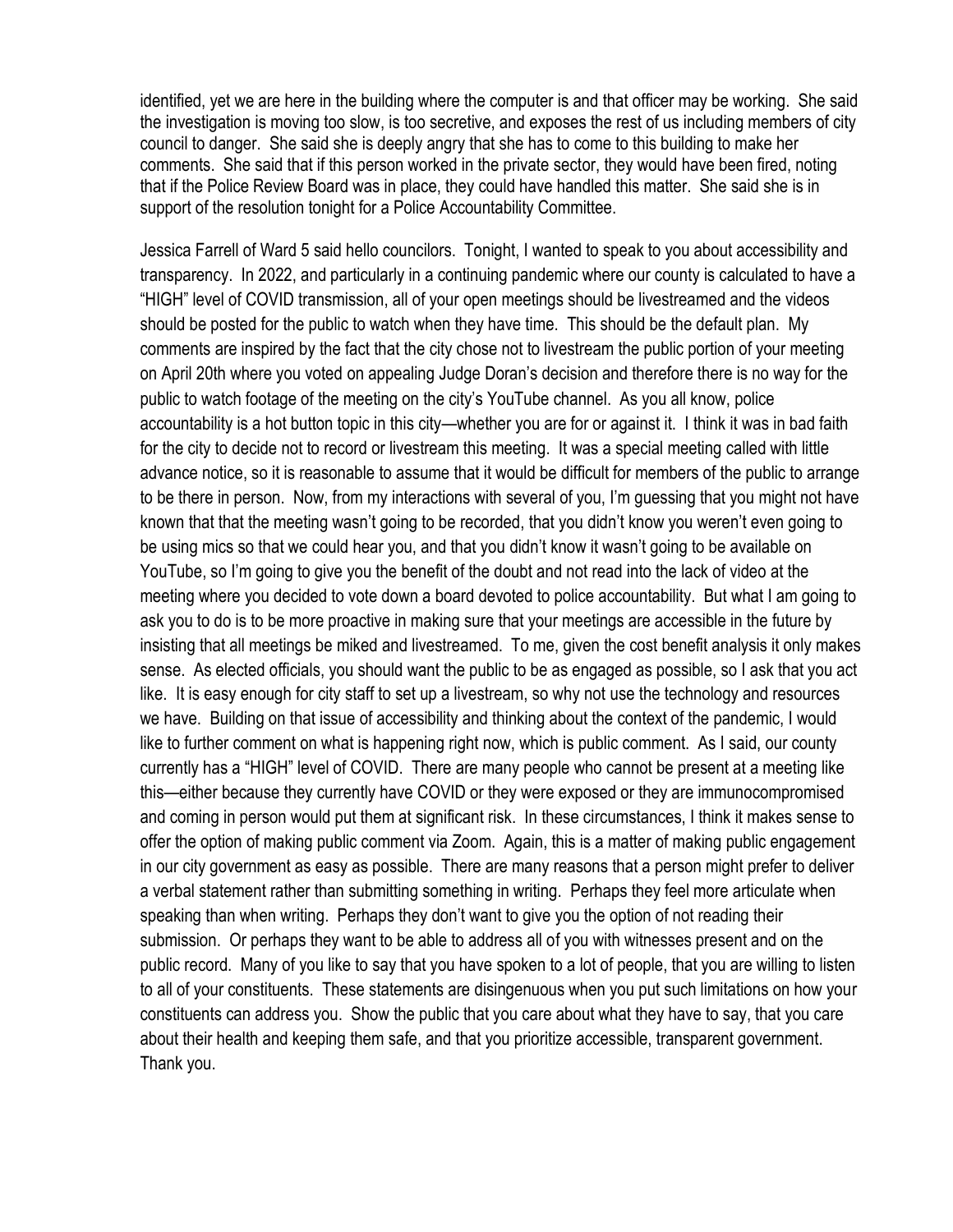identified, yet we are here in the building where the computer is and that officer may be working. She said the investigation is moving too slow, is too secretive, and exposes the rest of us including members of city council to danger. She said she is deeply angry that she has to come to this building to make her comments. She said that if this person worked in the private sector, they would have been fired, noting that if the Police Review Board was in place, they could have handled this matter. She said she is in support of the resolution tonight for a Police Accountability Committee.

Jessica Farrell of Ward 5 said hello councilors. Tonight, I wanted to speak to you about accessibility and transparency. In 2022, and particularly in a continuing pandemic where our county is calculated to have a "HIGH" level of COVID transmission, all of your open meetings should be livestreamed and the videos should be posted for the public to watch when they have time. This should be the default plan. My comments are inspired by the fact that the city chose not to livestream the public portion of your meeting on April 20th where you voted on appealing Judge Doran's decision and therefore there is no way for the public to watch footage of the meeting on the city's YouTube channel. As you all know, police accountability is a hot button topic in this city—whether you are for or against it. I think it was in bad faith for the city to decide not to record or livestream this meeting. It was a special meeting called with little advance notice, so it is reasonable to assume that it would be difficult for members of the public to arrange to be there in person. Now, from my interactions with several of you, I'm guessing that you might not have known that that the meeting wasn't going to be recorded, that you didn't know you weren't even going to be using mics so that we could hear you, and that you didn't know it wasn't going to be available on YouTube, so I'm going to give you the benefit of the doubt and not read into the lack of video at the meeting where you decided to vote down a board devoted to police accountability. But what I am going to ask you to do is to be more proactive in making sure that your meetings are accessible in the future by insisting that all meetings be miked and livestreamed. To me, given the cost benefit analysis it only makes sense. As elected officials, you should want the public to be as engaged as possible, so I ask that you act like. It is easy enough for city staff to set up a livestream, so why not use the technology and resources we have. Building on that issue of accessibility and thinking about the context of the pandemic, I would like to further comment on what is happening right now, which is public comment. As I said, our county currently has a "HIGH" level of COVID. There are many people who cannot be present at a meeting like this—either because they currently have COVID or they were exposed or they are immunocompromised and coming in person would put them at significant risk. In these circumstances, I think it makes sense to offer the option of making public comment via Zoom. Again, this is a matter of making public engagement in our city government as easy as possible. There are many reasons that a person might prefer to deliver a verbal statement rather than submitting something in writing. Perhaps they feel more articulate when speaking than when writing. Perhaps they don't want to give you the option of not reading their submission. Or perhaps they want to be able to address all of you with witnesses present and on the public record. Many of you like to say that you have spoken to a lot of people, that you are willing to listen to all of your constituents. These statements are disingenuous when you put such limitations on how your constituents can address you. Show the public that you care about what they have to say, that you care about their health and keeping them safe, and that you prioritize accessible, transparent government. Thank you.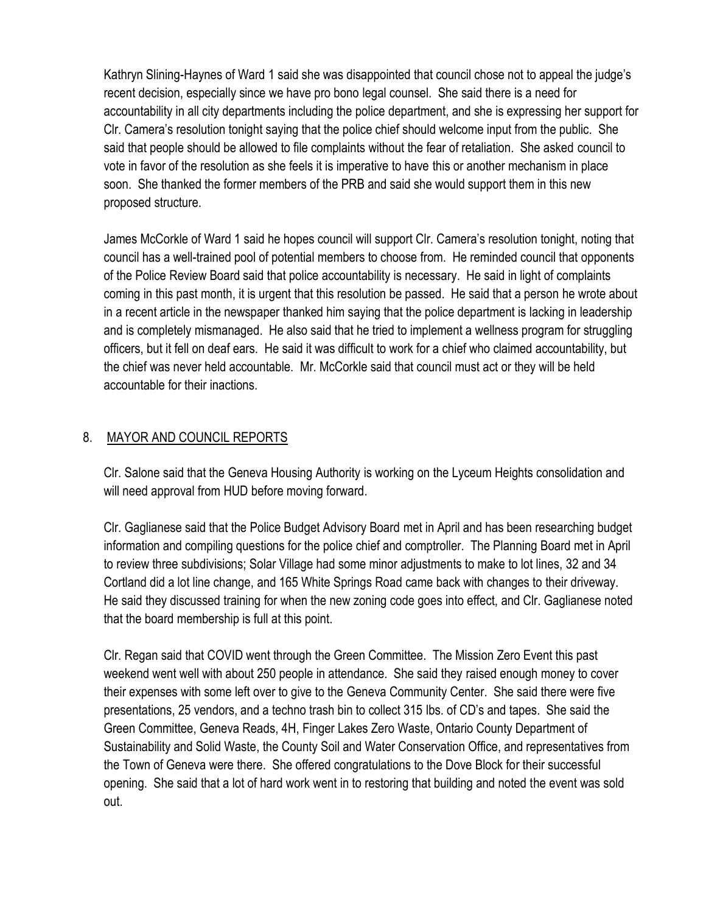Kathryn Slining-Haynes of Ward 1 said she was disappointed that council chose not to appeal the judge's recent decision, especially since we have pro bono legal counsel. She said there is a need for accountability in all city departments including the police department, and she is expressing her support for Clr. Camera's resolution tonight saying that the police chief should welcome input from the public. She said that people should be allowed to file complaints without the fear of retaliation. She asked council to vote in favor of the resolution as she feels it is imperative to have this or another mechanism in place soon. She thanked the former members of the PRB and said she would support them in this new proposed structure.

James McCorkle of Ward 1 said he hopes council will support Clr. Camera's resolution tonight, noting that council has a well-trained pool of potential members to choose from. He reminded council that opponents of the Police Review Board said that police accountability is necessary. He said in light of complaints coming in this past month, it is urgent that this resolution be passed. He said that a person he wrote about in a recent article in the newspaper thanked him saying that the police department is lacking in leadership and is completely mismanaged. He also said that he tried to implement a wellness program for struggling officers, but it fell on deaf ears. He said it was difficult to work for a chief who claimed accountability, but the chief was never held accountable. Mr. McCorkle said that council must act or they will be held accountable for their inactions.

## 8. MAYOR AND COUNCIL REPORTS

Clr. Salone said that the Geneva Housing Authority is working on the Lyceum Heights consolidation and will need approval from HUD before moving forward.

Clr. Gaglianese said that the Police Budget Advisory Board met in April and has been researching budget information and compiling questions for the police chief and comptroller. The Planning Board met in April to review three subdivisions; Solar Village had some minor adjustments to make to lot lines, 32 and 34 Cortland did a lot line change, and 165 White Springs Road came back with changes to their driveway. He said they discussed training for when the new zoning code goes into effect, and Clr. Gaglianese noted that the board membership is full at this point.

Clr. Regan said that COVID went through the Green Committee. The Mission Zero Event this past weekend went well with about 250 people in attendance. She said they raised enough money to cover their expenses with some left over to give to the Geneva Community Center. She said there were five presentations, 25 vendors, and a techno trash bin to collect 315 lbs. of CD's and tapes. She said the Green Committee, Geneva Reads, 4H, Finger Lakes Zero Waste, Ontario County Department of Sustainability and Solid Waste, the County Soil and Water Conservation Office, and representatives from the Town of Geneva were there. She offered congratulations to the Dove Block for their successful opening. She said that a lot of hard work went in to restoring that building and noted the event was sold out.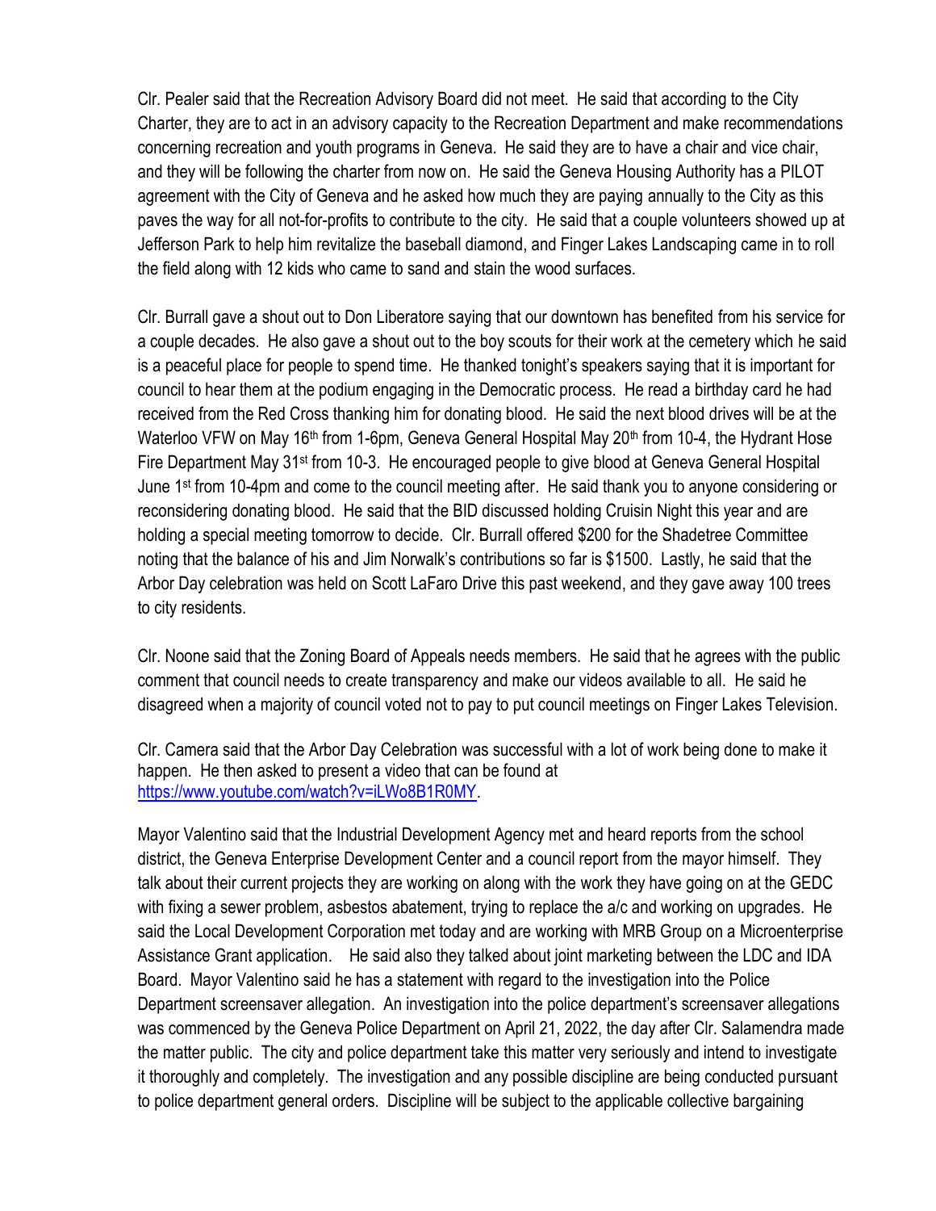Clr. Pealer said that the Recreation Advisory Board did not meet. He said that according to the City Charter, they are to act in an advisory capacity to the Recreation Department and make recommendations concerning recreation and youth programs in Geneva. He said they are to have a chair and vice chair, and they will be following the charter from now on. He said the Geneva Housing Authority has a PILOT agreement with the City of Geneva and he asked how much they are paying annually to the City as this paves the way for all not-for-profits to contribute to the city. He said that a couple volunteers showed up at Jefferson Park to help him revitalize the baseball diamond, and Finger Lakes Landscaping came in to roll the field along with 12 kids who came to sand and stain the wood surfaces.

Clr. Burrall gave a shout out to Don Liberatore saying that our downtown has benefited from his service for a couple decades. He also gave a shout out to the boy scouts for their work at the cemetery which he said is a peaceful place for people to spend time. He thanked tonight's speakers saying that it is important for council to hear them at the podium engaging in the Democratic process. He read a birthday card he had received from the Red Cross thanking him for donating blood. He said the next blood drives will be at the Waterloo VFW on May 16th from 1-6pm, Geneva General Hospital May 20th from 10-4, the Hydrant Hose Fire Department May 31st from 10-3. He encouraged people to give blood at Geneva General Hospital June 1st from 10-4pm and come to the council meeting after. He said thank you to anyone considering or reconsidering donating blood. He said that the BID discussed holding Cruisin Night this year and are holding a special meeting tomorrow to decide. Clr. Burrall offered $200 for the Shadetree Committee noting that the balance of his and Jim Norwalk's contributions so far is $1500. Lastly, he said that the Arbor Day celebration was held on Scott LaFaro Drive this past weekend, and they gave away 100 trees to city residents.

Clr. Noone said that the Zoning Board of Appeals needs members. He said that he agrees with the public comment that council needs to create transparency and make our videos available to all. He said he disagreed when a majority of council voted not to pay to put council meetings on Finger Lakes Television.

Clr. Camera said that the Arbor Day Celebration was successful with a lot of work being done to make it happen. He then asked to present a video that can be found at https://www.youtube.com/watch?v=iLWo8B1R0MY.

Mayor Valentino said that the Industrial Development Agency met and heard reports from the school district, the Geneva Enterprise Development Center and a council report from the mayor himself. They talk about their current projects they are working on along with the work they have going on at the GEDC with fixing a sewer problem, asbestos abatement, trying to replace the a/c and working on upgrades. He said the Local Development Corporation met today and are working with MRB Group on a Microenterprise Assistance Grant application. He said also they talked about joint marketing between the LDC and IDA Board. Mayor Valentino said he has a statement with regard to the investigation into the Police Department screensaver allegation. An investigation into the police department's screensaver allegations was commenced by the Geneva Police Department on April 21, 2022, the day after Clr. Salamendra made the matter public. The city and police department take this matter very seriously and intend to investigate it thoroughly and completely. The investigation and any possible discipline are being conducted pursuant to police department general orders. Discipline will be subject to the applicable collective bargaining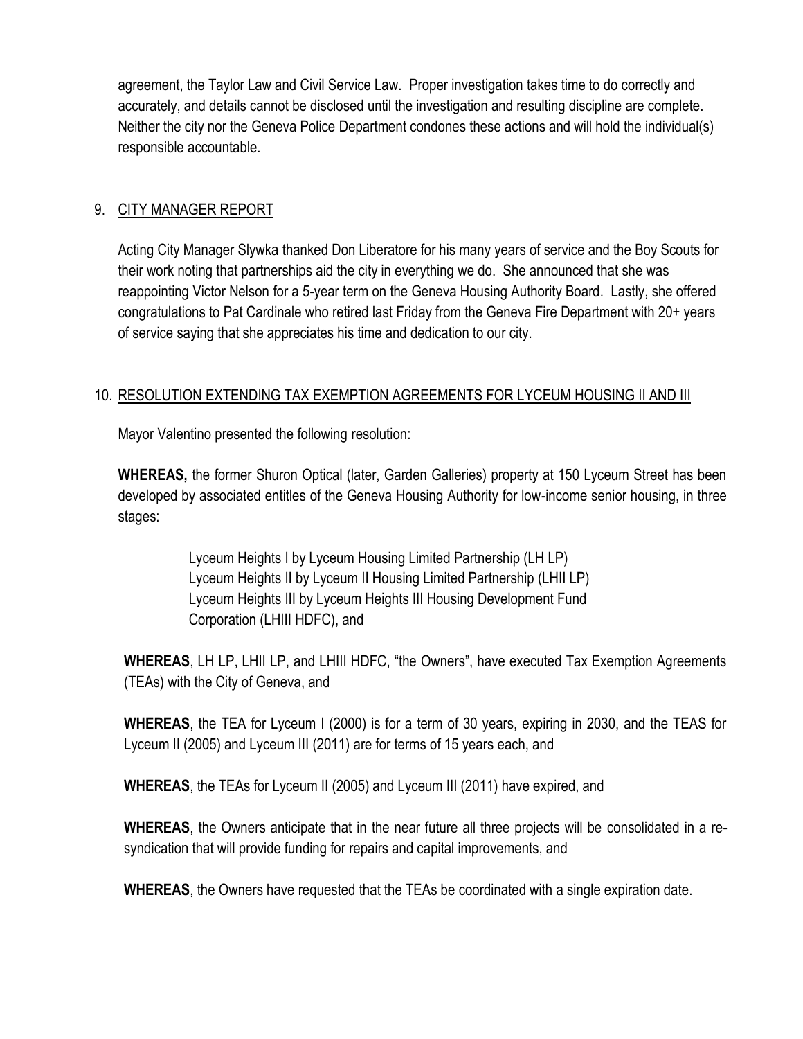agreement, the Taylor Law and Civil Service Law. Proper investigation takes time to do correctly and accurately, and details cannot be disclosed until the investigation and resulting discipline are complete. Neither the city nor the Geneva Police Department condones these actions and will hold the individual(s) responsible accountable.

9. CITY MANAGER REPORT

Acting City Manager Slywka thanked Don Liberatore for his many years of service and the Boy Scouts for their work noting that partnerships aid the city in everything we do. She announced that she was reappointing Victor Nelson for a 5-year term on the Geneva Housing Authority Board. Lastly, she offered congratulations to Pat Cardinale who retired last Friday from the Geneva Fire Department with 20+ years of service saying that she appreciates his time and dedication to our city.

10. RESOLUTION EXTENDING TAX EXEMPTION AGREEMENTS FOR LYCEUM HOUSING II AND III

Mayor Valentino presented the following resolution:

**WHEREAS,** the former Shuron Optical (later, Garden Galleries) property at 150 Lyceum Street has been developed by associated entitles of the Geneva Housing Authority for low-income senior housing, in three stages:

Lyceum Heights I by Lyceum Housing Limited Partnership (LH LP)
Lyceum Heights II by Lyceum II Housing Limited Partnership (LHII LP)
Lyceum Heights III by Lyceum Heights III Housing Development Fund Corporation (LHIII HDFC), and

**WHEREAS**, LH LP, LHII LP, and LHIII HDFC, "the Owners", have executed Tax Exemption Agreements (TEAs) with the City of Geneva, and

**WHEREAS**, the TEA for Lyceum I (2000) is for a term of 30 years, expiring in 2030, and the TEAS for Lyceum II (2005) and Lyceum III (2011) are for terms of 15 years each, and

**WHEREAS**, the TEAs for Lyceum II (2005) and Lyceum III (2011) have expired, and

**WHEREAS**, the Owners anticipate that in the near future all three projects will be consolidated in a re-syndication that will provide funding for repairs and capital improvements, and

**WHEREAS**, the Owners have requested that the TEAs be coordinated with a single expiration date.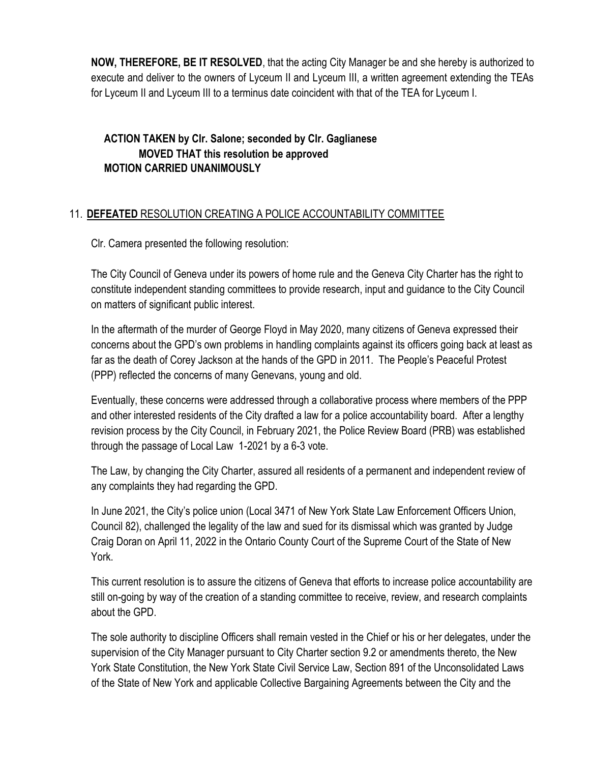**NOW, THEREFORE, BE IT RESOLVED**, that the acting City Manager be and she hereby is authorized to execute and deliver to the owners of Lyceum II and Lyceum III, a written agreement extending the TEAs for Lyceum II and Lyceum III to a terminus date coincident with that of the TEA for Lyceum I.

**ACTION TAKEN by Clr. Salone; seconded by Clr. Gaglianese**
**MOVED THAT this resolution be approved**
**MOTION CARRIED UNANIMOUSLY**

11. **DEFEATED** RESOLUTION CREATING A POLICE ACCOUNTABILITY COMMITTEE

Clr. Camera presented the following resolution:

The City Council of Geneva under its powers of home rule and the Geneva City Charter has the right to constitute independent standing committees to provide research, input and guidance to the City Council on matters of significant public interest.

In the aftermath of the murder of George Floyd in May 2020, many citizens of Geneva expressed their concerns about the GPD's own problems in handling complaints against its officers going back at least as far as the death of Corey Jackson at the hands of the GPD in 2011. The People's Peaceful Protest (PPP) reflected the concerns of many Genevans, young and old.

Eventually, these concerns were addressed through a collaborative process where members of the PPP and other interested residents of the City drafted a law for a police accountability board. After a lengthy revision process by the City Council, in February 2021, the Police Review Board (PRB) was established through the passage of Local Law 1-2021 by a 6-3 vote.

The Law, by changing the City Charter, assured all residents of a permanent and independent review of any complaints they had regarding the GPD.

In June 2021, the City's police union (Local 3471 of New York State Law Enforcement Officers Union, Council 82), challenged the legality of the law and sued for its dismissal which was granted by Judge Craig Doran on April 11, 2022 in the Ontario County Court of the Supreme Court of the State of New York.

This current resolution is to assure the citizens of Geneva that efforts to increase police accountability are still on-going by way of the creation of a standing committee to receive, review, and research complaints about the GPD.

The sole authority to discipline Officers shall remain vested in the Chief or his or her delegates, under the supervision of the City Manager pursuant to City Charter section 9.2 or amendments thereto, the New York State Constitution, the New York State Civil Service Law, Section 891 of the Unconsolidated Laws of the State of New York and applicable Collective Bargaining Agreements between the City and the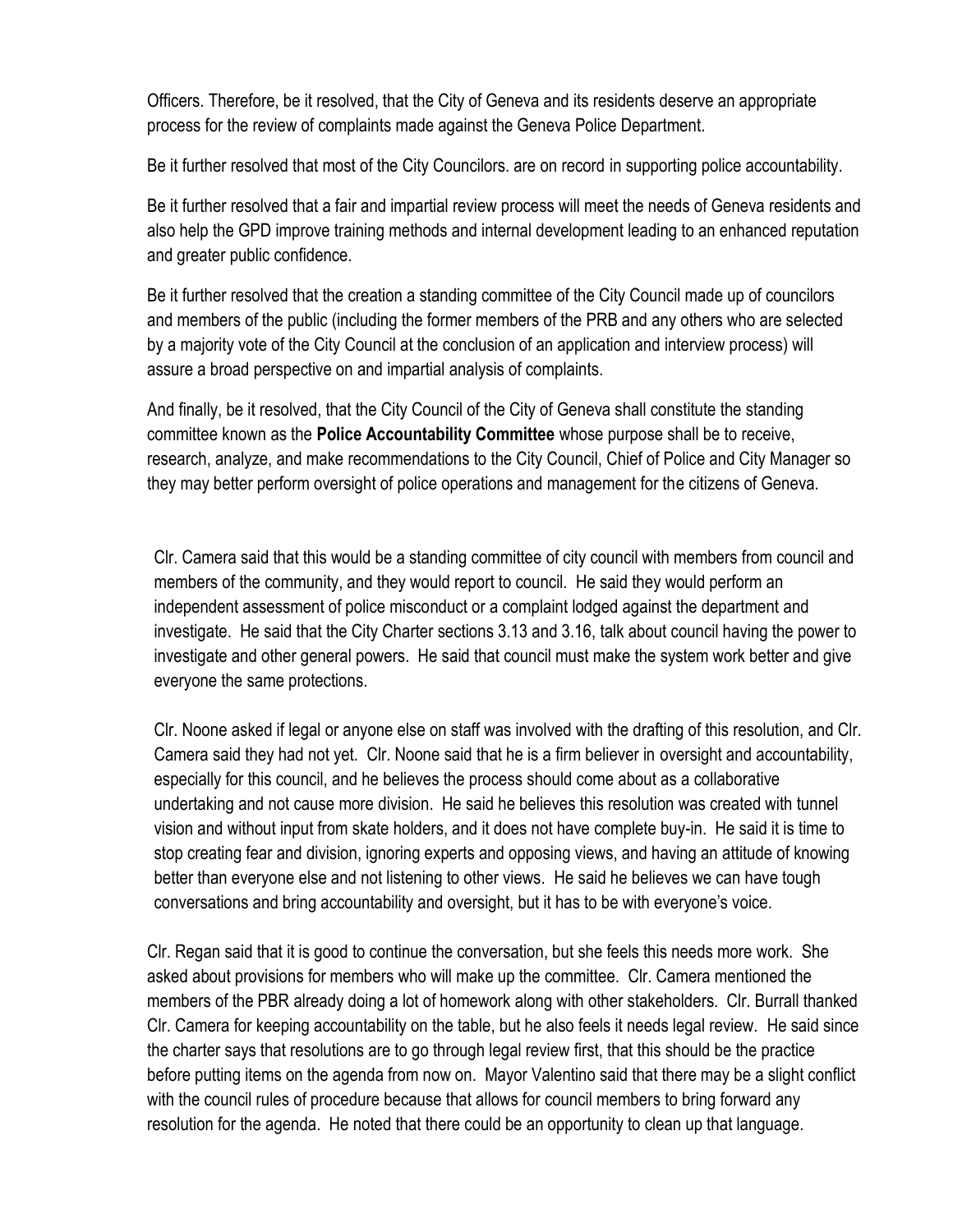Officers. Therefore, be it resolved, that the City of Geneva and its residents deserve an appropriate process for the review of complaints made against the Geneva Police Department.

Be it further resolved that most of the City Councilors. are on record in supporting police accountability.

Be it further resolved that a fair and impartial review process will meet the needs of Geneva residents and also help the GPD improve training methods and internal development leading to an enhanced reputation and greater public confidence.

Be it further resolved that the creation a standing committee of the City Council made up of councilors and members of the public (including the former members of the PRB and any others who are selected by a majority vote of the City Council at the conclusion of an application and interview process) will assure a broad perspective on and impartial analysis of complaints.

And finally, be it resolved, that the City Council of the City of Geneva shall constitute the standing committee known as the **Police Accountability Committee** whose purpose shall be to receive, research, analyze, and make recommendations to the City Council, Chief of Police and City Manager so they may better perform oversight of police operations and management for the citizens of Geneva.

Clr. Camera said that this would be a standing committee of city council with members from council and members of the community, and they would report to council. He said they would perform an independent assessment of police misconduct or a complaint lodged against the department and investigate. He said that the City Charter sections 3.13 and 3.16, talk about council having the power to investigate and other general powers. He said that council must make the system work better and give everyone the same protections.

Clr. Noone asked if legal or anyone else on staff was involved with the drafting of this resolution, and Clr. Camera said they had not yet. Clr. Noone said that he is a firm believer in oversight and accountability, especially for this council, and he believes the process should come about as a collaborative undertaking and not cause more division. He said he believes this resolution was created with tunnel vision and without input from skate holders, and it does not have complete buy-in. He said it is time to stop creating fear and division, ignoring experts and opposing views, and having an attitude of knowing better than everyone else and not listening to other views. He said he believes we can have tough conversations and bring accountability and oversight, but it has to be with everyone's voice.

Clr. Regan said that it is good to continue the conversation, but she feels this needs more work. She asked about provisions for members who will make up the committee. Clr. Camera mentioned the members of the PBR already doing a lot of homework along with other stakeholders. Clr. Burrall thanked Clr. Camera for keeping accountability on the table, but he also feels it needs legal review. He said since the charter says that resolutions are to go through legal review first, that this should be the practice before putting items on the agenda from now on. Mayor Valentino said that there may be a slight conflict with the council rules of procedure because that allows for council members to bring forward any resolution for the agenda. He noted that there could be an opportunity to clean up that language.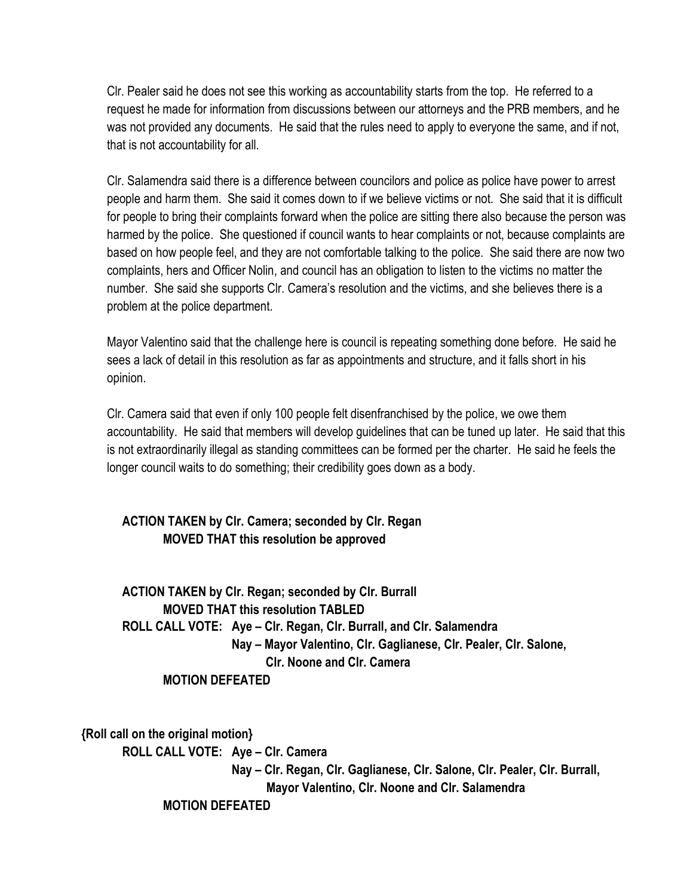Clr. Pealer said he does not see this working as accountability starts from the top. He referred to a request he made for information from discussions between our attorneys and the PRB members, and he was not provided any documents. He said that the rules need to apply to everyone the same, and if not, that is not accountability for all.

Clr. Salamendra said there is a difference between councilors and police as police have power to arrest people and harm them. She said it comes down to if we believe victims or not. She said that it is difficult for people to bring their complaints forward when the police are sitting there also because the person was harmed by the police. She questioned if council wants to hear complaints or not, because complaints are based on how people feel, and they are not comfortable talking to the police. She said there are now two complaints, hers and Officer Nolin, and council has an obligation to listen to the victims no matter the number. She said she supports Clr. Camera's resolution and the victims, and she believes there is a problem at the police department.

Mayor Valentino said that the challenge here is council is repeating something done before. He said he sees a lack of detail in this resolution as far as appointments and structure, and it falls short in his opinion.

Clr. Camera said that even if only 100 people felt disenfranchised by the police, we owe them accountability. He said that members will develop guidelines that can be tuned up later. He said that this is not extraordinarily illegal as standing committees can be formed per the charter. He said he feels the longer council waits to do something; their credibility goes down as a body.

**ACTION TAKEN by Clr. Camera; seconded by Clr. Regan**
**MOVED THAT this resolution be approved**

**ACTION TAKEN by Clr. Regan; seconded by Clr. Burrall**
**MOVED THAT this resolution TABLED**
**ROLL CALL VOTE: Aye – Clr. Regan, Clr. Burrall, and Clr. Salamendra**
**Nay – Mayor Valentino, Clr. Gaglianese, Clr. Pealer, Clr. Salone, Clr. Noone and Clr. Camera**
**MOTION DEFEATED**

**{Roll call on the original motion}**
**ROLL CALL VOTE: Aye – Clr. Camera**
**Nay – Clr. Regan, Clr. Gaglianese, Clr. Salone, Clr. Pealer, Clr. Burrall, Mayor Valentino, Clr. Noone and Clr. Salamendra**
**MOTION DEFEATED**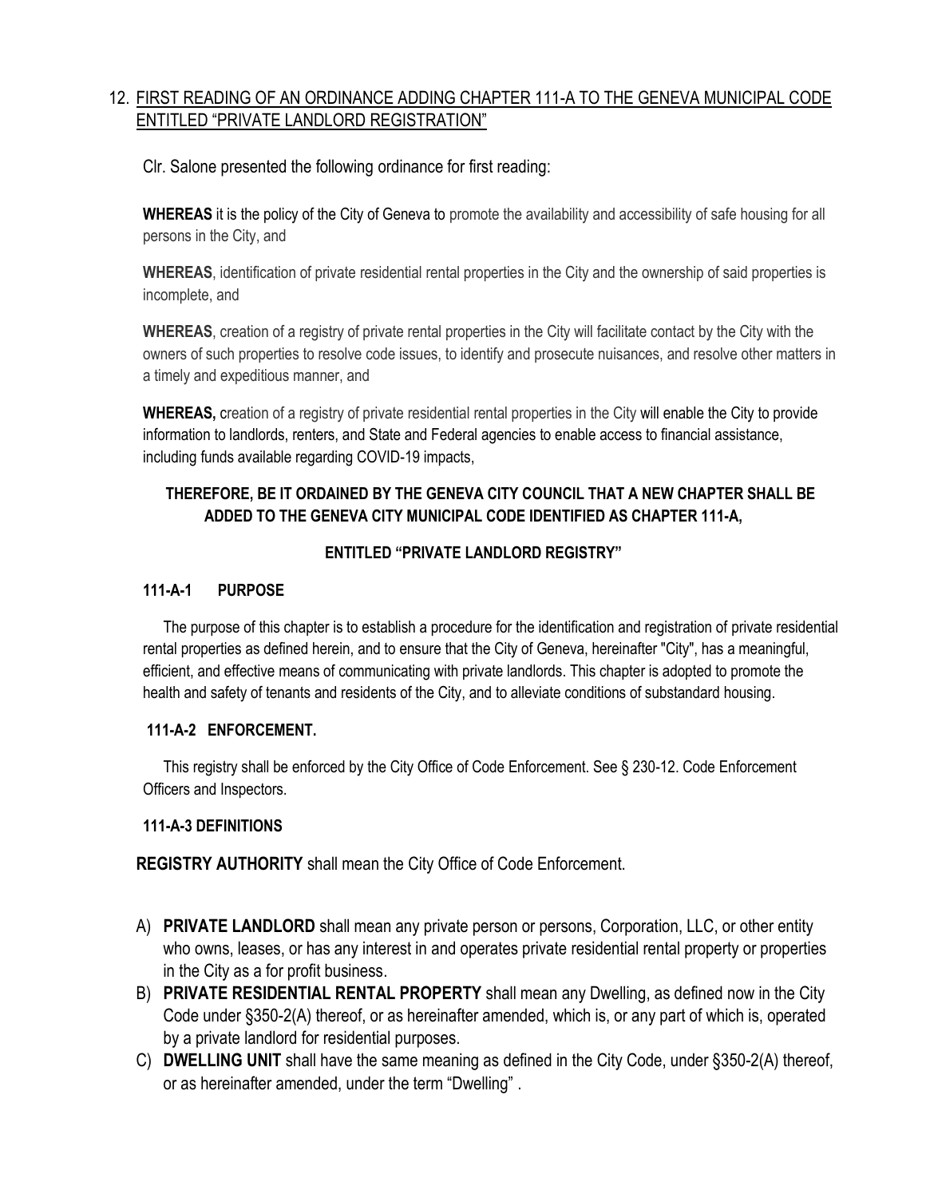12. FIRST READING OF AN ORDINANCE ADDING CHAPTER 111-A TO THE GENEVA MUNICIPAL CODE ENTITLED "PRIVATE LANDLORD REGISTRATION"

Clr. Salone presented the following ordinance for first reading:

**WHEREAS** it is the policy of the City of Geneva to promote the availability and accessibility of safe housing for all persons in the City, and

**WHEREAS**, identification of private residential rental properties in the City and the ownership of said properties is incomplete, and

**WHEREAS**, creation of a registry of private rental properties in the City will facilitate contact by the City with the owners of such properties to resolve code issues, to identify and prosecute nuisances, and resolve other matters in a timely and expeditious manner, and

**WHEREAS,** creation of a registry of private residential rental properties in the City will enable the City to provide information to landlords, renters, and State and Federal agencies to enable access to financial assistance, including funds available regarding COVID-19 impacts,

**THEREFORE, BE IT ORDAINED BY THE GENEVA CITY COUNCIL THAT A NEW CHAPTER SHALL BE ADDED TO THE GENEVA CITY MUNICIPAL CODE IDENTIFIED AS CHAPTER 111-A,**

**ENTITLED "PRIVATE LANDLORD REGISTRY"**

**111-A-1 PURPOSE**

The purpose of this chapter is to establish a procedure for the identification and registration of private residential rental properties as defined herein, and to ensure that the City of Geneva, hereinafter "City", has a meaningful, efficient, and effective means of communicating with private landlords. This chapter is adopted to promote the health and safety of tenants and residents of the City, and to alleviate conditions of substandard housing.

**111-A-2 ENFORCEMENT.**

This registry shall be enforced by the City Office of Code Enforcement. See § 230-12. Code Enforcement Officers and Inspectors.

**111-A-3 DEFINITIONS**

**REGISTRY AUTHORITY** shall mean the City Office of Code Enforcement.

A) **PRIVATE LANDLORD** shall mean any private person or persons, Corporation, LLC, or other entity who owns, leases, or has any interest in and operates private residential rental property or properties in the City as a for profit business.
B) **PRIVATE RESIDENTIAL RENTAL PROPERTY** shall mean any Dwelling, as defined now in the City Code under §350-2(A) thereof, or as hereinafter amended, which is, or any part of which is, operated by a private landlord for residential purposes.
C) **DWELLING UNIT** shall have the same meaning as defined in the City Code, under §350-2(A) thereof, or as hereinafter amended, under the term "Dwelling" .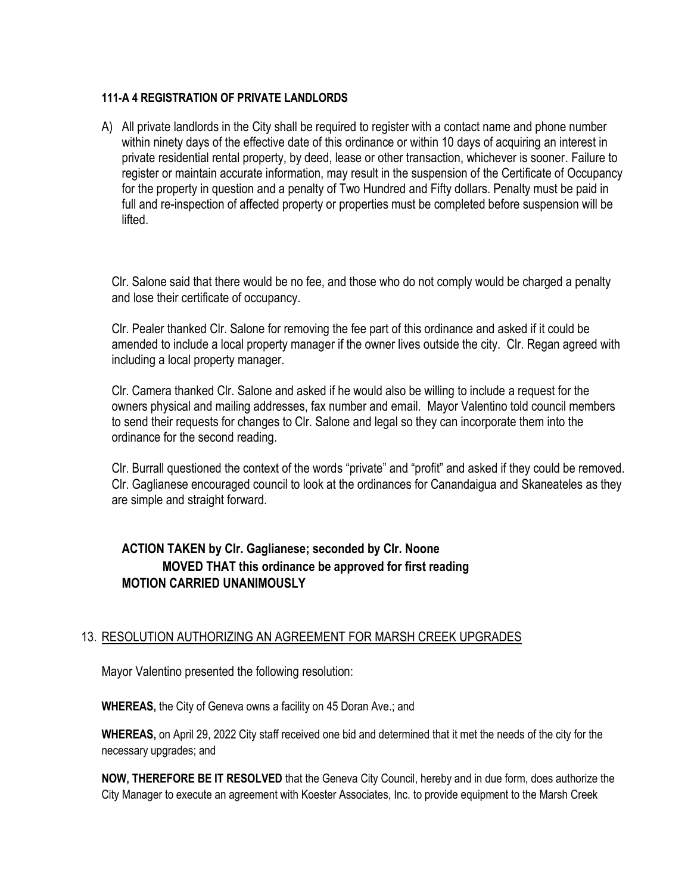**111-A 4 REGISTRATION OF PRIVATE LANDLORDS**

A) All private landlords in the City shall be required to register with a contact name and phone number within ninety days of the effective date of this ordinance or within 10 days of acquiring an interest in private residential rental property, by deed, lease or other transaction, whichever is sooner. Failure to register or maintain accurate information, may result in the suspension of the Certificate of Occupancy for the property in question and a penalty of Two Hundred and Fifty dollars. Penalty must be paid in full and re-inspection of affected property or properties must be completed before suspension will be lifted.

Clr. Salone said that there would be no fee, and those who do not comply would be charged a penalty and lose their certificate of occupancy.

Clr. Pealer thanked Clr. Salone for removing the fee part of this ordinance and asked if it could be amended to include a local property manager if the owner lives outside the city. Clr. Regan agreed with including a local property manager.

Clr. Camera thanked Clr. Salone and asked if he would also be willing to include a request for the owners physical and mailing addresses, fax number and email. Mayor Valentino told council members to send their requests for changes to Clr. Salone and legal so they can incorporate them into the ordinance for the second reading.

Clr. Burrall questioned the context of the words "private" and "profit" and asked if they could be removed. Clr. Gaglianese encouraged council to look at the ordinances for Canandaigua and Skaneateles as they are simple and straight forward.

**ACTION TAKEN by Clr. Gaglianese; seconded by Clr. Noone**
**MOVED THAT this ordinance be approved for first reading**
**MOTION CARRIED UNANIMOUSLY**

13. RESOLUTION AUTHORIZING AN AGREEMENT FOR MARSH CREEK UPGRADES

Mayor Valentino presented the following resolution:

**WHEREAS,** the City of Geneva owns a facility on 45 Doran Ave.; and

**WHEREAS,** on April 29, 2022 City staff received one bid and determined that it met the needs of the city for the necessary upgrades; and

**NOW, THEREFORE BE IT RESOLVED** that the Geneva City Council, hereby and in due form, does authorize the City Manager to execute an agreement with Koester Associates, Inc. to provide equipment to the Marsh Creek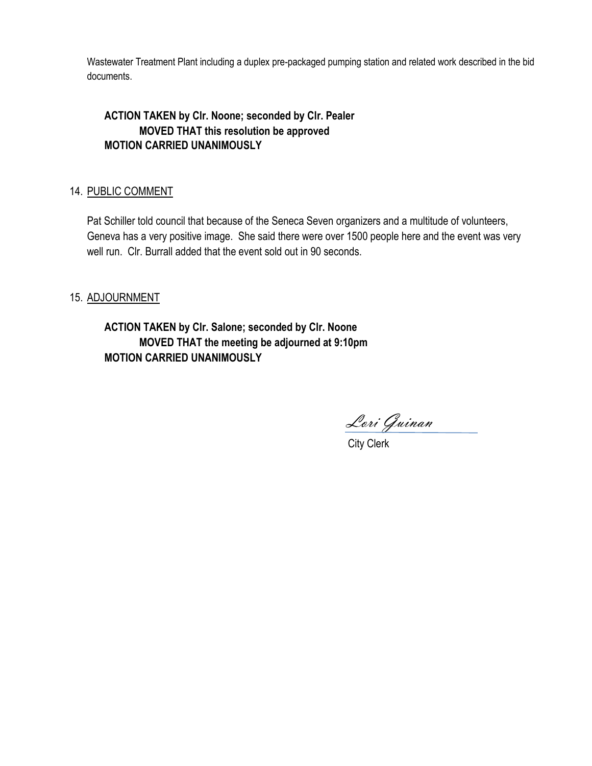Wastewater Treatment Plant including a duplex pre-packaged pumping station and related work described in the bid documents.

**ACTION TAKEN by Clr. Noone; seconded by Clr. Pealer**
**MOVED THAT this resolution be approved**
**MOTION CARRIED UNANIMOUSLY**

14. PUBLIC COMMENT

Pat Schiller told council that because of the Seneca Seven organizers and a multitude of volunteers, Geneva has a very positive image. She said there were over 1500 people here and the event was very well run. Clr. Burrall added that the event sold out in 90 seconds.

15. ADJOURNMENT

**ACTION TAKEN by Clr. Salone; seconded by Clr. Noone**
**MOVED THAT the meeting be adjourned at 9:10pm**
**MOTION CARRIED UNANIMOUSLY**

*Lori Guinan*
City Clerk